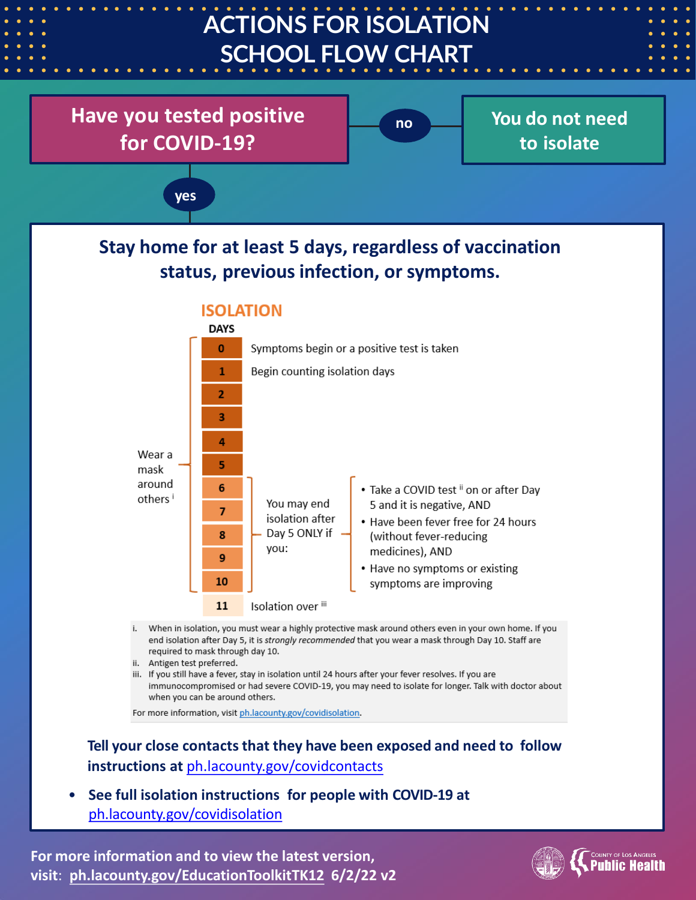# ACTIONS FOR ISOLATION SCHOOL FLOW CHART

**Have you tested positive for COVID-19?**

- **no** → **You do not need to isolate**
- **yes** ↓

## Stay home for at least 5 days, regardless of vaccination status, previous infection, or symptoms.

### ISOLATION

| DAYS | |
|---|---|
| 0 | Symptoms begin or a positive test is taken |
| 1 | Begin counting isolation days |
| 2 | |
| 3 | |
| 4 | |
| 5 | |
| 6 | |
| 7 | |
| 8 | |
| 9 | |
| 10 | |
| 11 | Isolation over [iii] |

Days 0–10: Wear a mask around others [i]

Days 6–10: You may end isolation after Day 5 ONLY if you:

- Take a COVID test [ii] on or after Day 5 and it is negative, AND
- Have been fever free for 24 hours (without fever-reducing medicines), AND
- Have no symptoms or existing symptoms are improving

i. When in isolation, you must wear a highly protective mask around others even in your own home. If you end isolation after Day 5, it is *strongly recommended* that you wear a mask through Day 10. Staff are required to mask through day 10.
ii. Antigen test preferred.
iii. If you still have a fever, stay in isolation until 24 hours after your fever resolves. If you are immunocompromised or had severe COVID-19, you may need to isolate for longer. Talk with doctor about when you can be around others.

For more information, visit ph.lacounty.gov/covidisolation.

**Tell your close contacts that they have been exposed and need to follow instructions at** ph.lacounty.gov/covidcontacts

- **See full isolation instructions for people with COVID-19 at** ph.lacounty.gov/covidisolation

**For more information and to view the latest version, visit: ph.lacounty.gov/EducationToolkitTK12 6/2/22 v2**

County of Los Angeles Public Health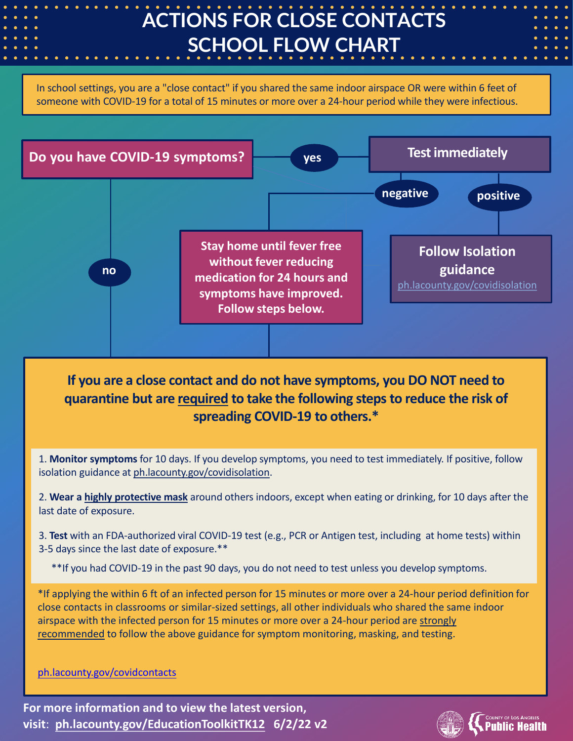# ACTIONS FOR CLOSE CONTACTS SCHOOL FLOW CHART

In school settings, you are a "close contact" if you shared the same indoor airspace OR were within 6 feet of someone with COVID-19 for a total of 15 minutes or more over a 24-hour period while they were infectious.

**Do you have COVID-19 symptoms?**

yes

**Test immediately**

negative

positive

**Stay home until fever free without fever reducing medication for 24 hours and symptoms have improved. Follow steps below.**

**Follow Isolation guidance**
ph.lacounty.gov/covidisolation

no

**If you are a close contact and do not have symptoms, you DO NOT need to quarantine but are required to take the following steps to reduce the risk of spreading COVID-19 to others.***

1. **Monitor symptoms** for 10 days. If you develop symptoms, you need to test immediately. If positive, follow isolation guidance at ph.lacounty.gov/covidisolation.

2. **Wear a highly protective mask** around others indoors, except when eating or drinking, for 10 days after the last date of exposure.

3. **Test** with an FDA-authorized viral COVID-19 test (e.g., PCR or Antigen test, including at home tests) within 3-5 days since the last date of exposure.**

**If you had COVID-19 in the past 90 days, you do not need to test unless you develop symptoms.

*If applying the within 6 ft of an infected person for 15 minutes or more over a 24-hour period definition for close contacts in classrooms or similar-sized settings, all other individuals who shared the same indoor airspace with the infected person for 15 minutes or more over a 24-hour period are strongly recommended to follow the above guidance for symptom monitoring, masking, and testing.

ph.lacounty.gov/covidcontacts

**For more information and to view the latest version, visit: ph.lacounty.gov/EducationToolkitTK12 6/2/22 v2**

County of Los Angeles Public Health